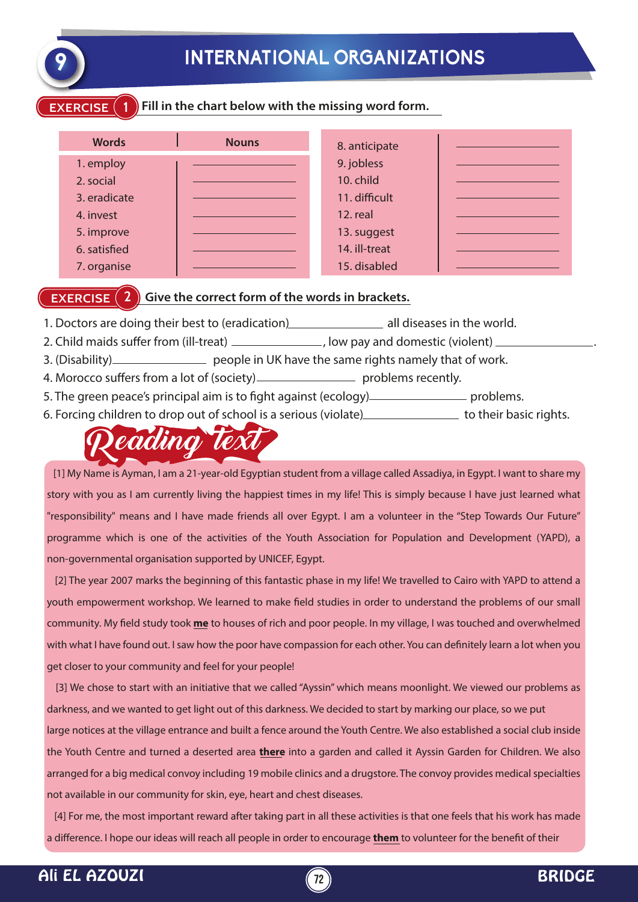# 9 INTERNATIONAL ORGANIZATIONS

## EXERCISE 1 Fill in the chart below with the missing word form.

| Words | Nouns | | |
|---|---|---|---|
| 1. employ | ______________ | 8. anticipate | ______________ |
| 2. social | ______________ | 9. jobless | ______________ |
| 3. eradicate | ______________ | 10. child | ______________ |
| 4. invest | ______________ | 11. difficult | ______________ |
| 5. improve | ______________ | 12. real | ______________ |
| 6. satisfied | ______________ | 13. suggest | ______________ |
| 7. organise | ______________ | 14. ill-treat | ______________ |
| | | 15. disabled | ______________ |

## EXERCISE 2 Give the correct form of the words in brackets.

1. Doctors are doing their best to (eradication)______________ all diseases in the world.
2. Child maids suffer from (ill-treat) ______________, low pay and domestic (violent) ______________.
3. (Disability)______________ people in UK have the same rights namely that of work.
4. Morocco suffers from a lot of (society)______________ problems recently.
5. The green peace's principal aim is to fight against (ecology)______________ problems.
6. Forcing children to drop out of school is a serious (violate)______________ to their basic rights.

## Reading text

[1] My Name is Ayman, I am a 21-year-old Egyptian student from a village called Assadiya, in Egypt. I want to share my story with you as I am currently living the happiest times in my life! This is simply because I have just learned what "responsibility" means and I have made friends all over Egypt. I am a volunteer in the "Step Towards Our Future" programme which is one of the activities of the Youth Association for Population and Development (YAPD), a non-governmental organisation supported by UNICEF, Egypt.

[2] The year 2007 marks the beginning of this fantastic phase in my life! We travelled to Cairo with YAPD to attend a youth empowerment workshop. We learned to make field studies in order to understand the problems of our small community. My field study took **me** to houses of rich and poor people. In my village, I was touched and overwhelmed with what I have found out. I saw how the poor have compassion for each other. You can definitely learn a lot when you get closer to your community and feel for your people!

[3] We chose to start with an initiative that we called "Ayssin" which means moonlight. We viewed our problems as darkness, and we wanted to get light out of this darkness. We decided to start by marking our place, so we put large notices at the village entrance and built a fence around the Youth Centre. We also established a social club inside the Youth Centre and turned a deserted area **there** into a garden and called it Ayssin Garden for Children. We also arranged for a big medical convoy including 19 mobile clinics and a drugstore. The convoy provides medical specialties not available in our community for skin, eye, heart and chest diseases.

[4] For me, the most important reward after taking part in all these activities is that one feels that his work has made a difference. I hope our ideas will reach all people in order to encourage **them** to volunteer for the benefit of their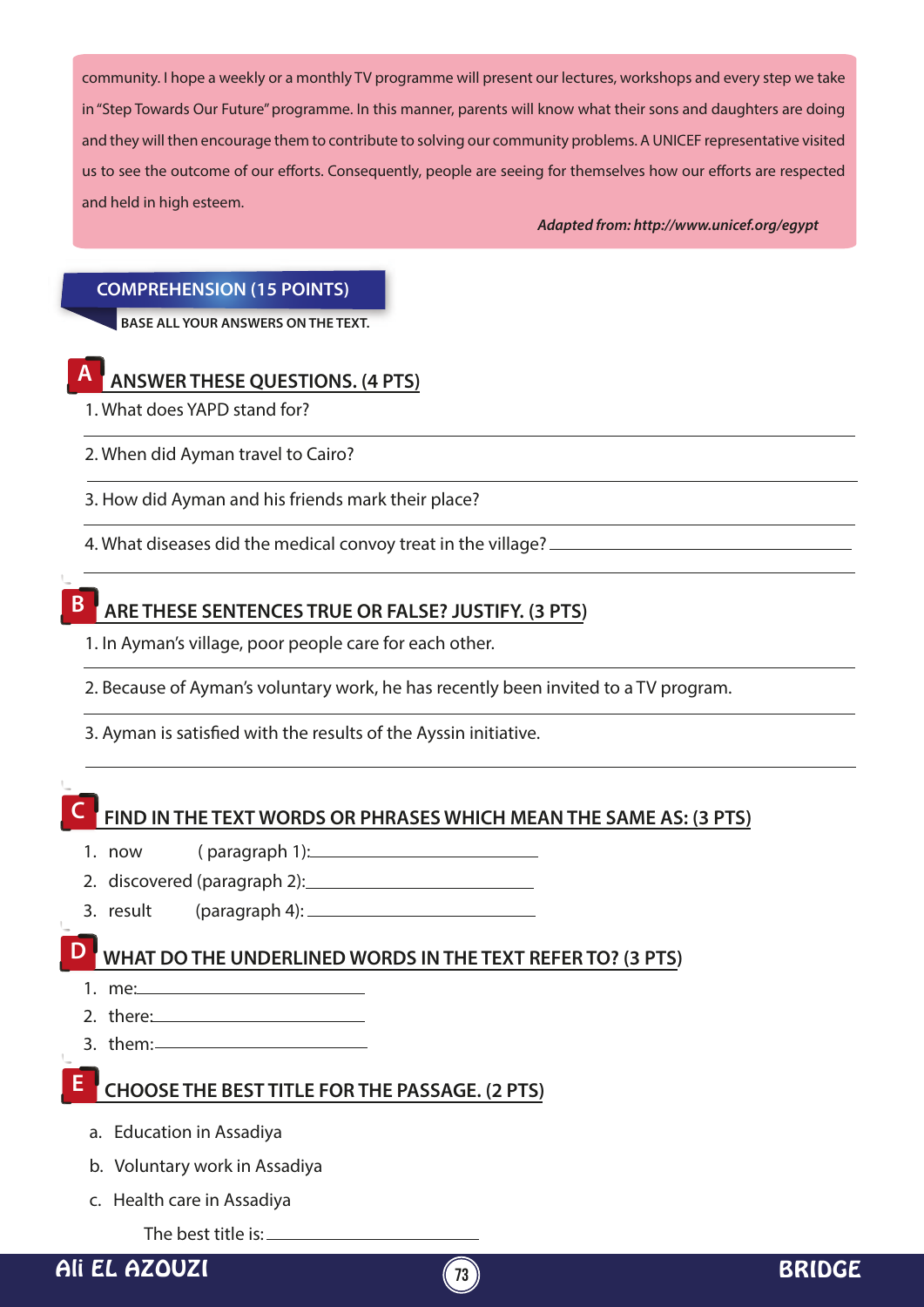community. I hope a weekly or a monthly TV programme will present our lectures, workshops and every step we take in "Step Towards Our Future" programme. In this manner, parents will know what their sons and daughters are doing and they will then encourage them to contribute to solving our community problems. A UNICEF representative visited us to see the outcome of our efforts. Consequently, people are seeing for themselves how our efforts are respected and held in high esteem.

***Adapted from: http://www.unicef.org/egypt***

## COMPREHENSION (15 POINTS)

**BASE ALL YOUR ANSWERS ON THE TEXT.**

### A ANSWER THESE QUESTIONS. (4 PTS)

1. What does YAPD stand for?

______________________________________________

2. When did Ayman travel to Cairo?

______________________________________________

3. How did Ayman and his friends mark their place?

______________________________________________

4. What diseases did the medical convoy treat in the village? ______________________

______________________________________________

### B ARE THESE SENTENCES TRUE OR FALSE? JUSTIFY. (3 PTS)

1. In Ayman's village, poor people care for each other.

______________________________________________

2. Because of Ayman's voluntary work, he has recently been invited to a TV program.

______________________________________________

3. Ayman is satisfied with the results of the Ayssin initiative.

______________________________________________

### C FIND IN THE TEXT WORDS OR PHRASES WHICH MEAN THE SAME AS: (3 PTS)

1. now (paragraph 1): ______________________
2. discovered (paragraph 2): ______________________
3. result (paragraph 4): ______________________

### D WHAT DO THE UNDERLINED WORDS IN THE TEXT REFER TO? (3 PTS)

1. me: ______________________
2. there: ______________________
3. them: ______________________

### E CHOOSE THE BEST TITLE FOR THE PASSAGE. (2 PTS)

a. Education in Assadiya

b. Voluntary work in Assadiya

c. Health care in Assadiya

The best title is: ______________________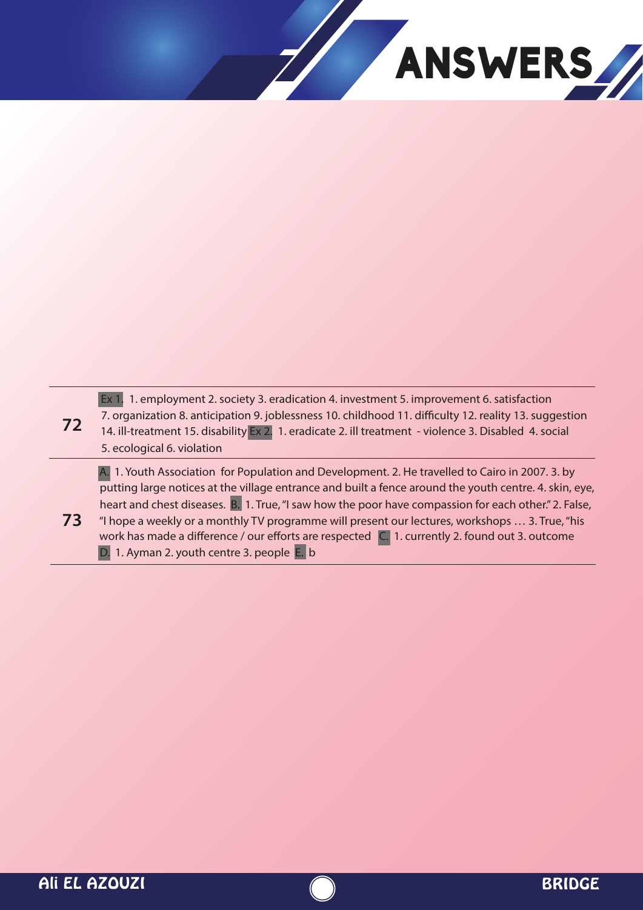# ANSWERS

| | |
|---|---|
| 72 | Ex 1. 1. employment 2. society 3. eradication 4. investment 5. improvement 6. satisfaction 7. organization 8. anticipation 9. joblessness 10. childhood 11. difficulty 12. reality 13. suggestion 14. ill-treatment 15. disability Ex 2. 1. eradicate 2. ill treatment - violence 3. Disabled 4. social 5. ecological 6. violation |
| 73 | A. 1. Youth Association for Population and Development. 2. He travelled to Cairo in 2007. 3. by putting large notices at the village entrance and built a fence around the youth centre. 4. skin, eye, heart and chest diseases. B. 1. True, "I saw how the poor have compassion for each other." 2. False, "I hope a weekly or a monthly TV programme will present our lectures, workshops … 3. True, "his work has made a difference / our efforts are respected C. 1. currently 2. found out 3. outcome D. 1. Ayman 2. youth centre 3. people E. b |